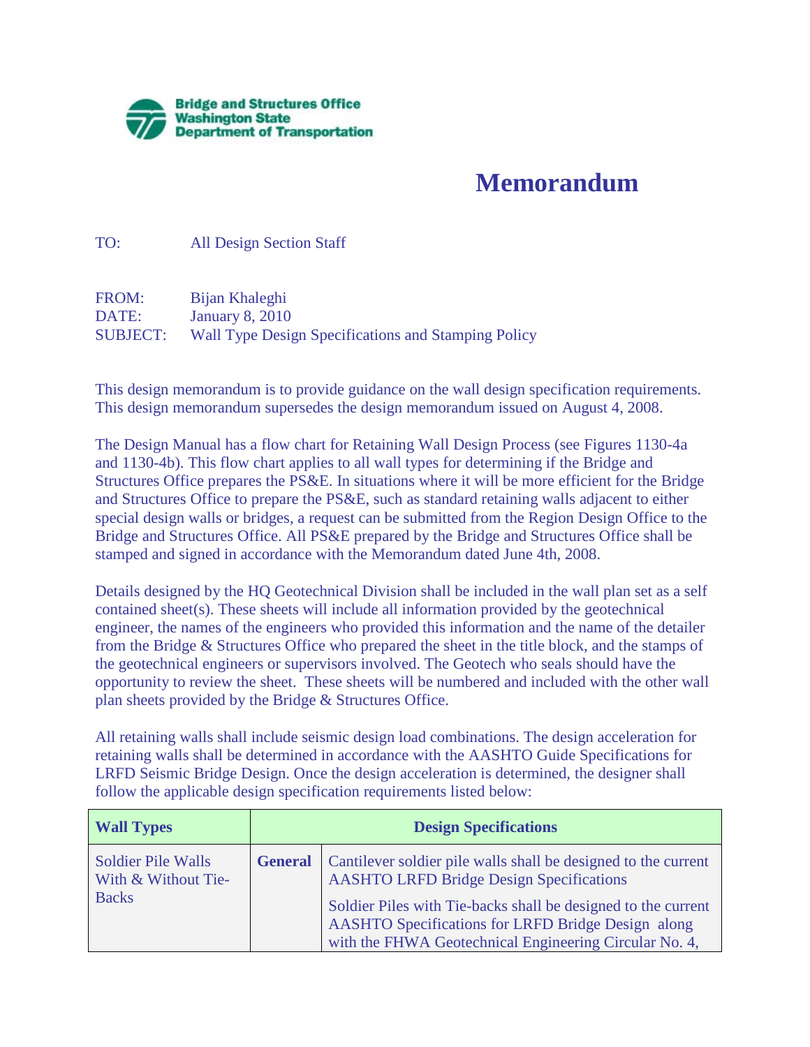Bridge and Structures Office
Washington State
Department of Transportation

# Memorandum

TO: All Design Section Staff

FROM: Bijan Khaleghi
DATE: January 8, 2010
SUBJECT: Wall Type Design Specifications and Stamping Policy

This design memorandum is to provide guidance on the wall design specification requirements. This design memorandum supersedes the design memorandum issued on August 4, 2008.

The Design Manual has a flow chart for Retaining Wall Design Process (see Figures 1130-4a and 1130-4b). This flow chart applies to all wall types for determining if the Bridge and Structures Office prepares the PS&E. In situations where it will be more efficient for the Bridge and Structures Office to prepare the PS&E, such as standard retaining walls adjacent to either special design walls or bridges, a request can be submitted from the Region Design Office to the Bridge and Structures Office. All PS&E prepared by the Bridge and Structures Office shall be stamped and signed in accordance with the Memorandum dated June 4th, 2008.

Details designed by the HQ Geotechnical Division shall be included in the wall plan set as a self contained sheet(s). These sheets will include all information provided by the geotechnical engineer, the names of the engineers who provided this information and the name of the detailer from the Bridge & Structures Office who prepared the sheet in the title block, and the stamps of the geotechnical engineers or supervisors involved. The Geotech who seals should have the opportunity to review the sheet. These sheets will be numbered and included with the other wall plan sheets provided by the Bridge & Structures Office.

All retaining walls shall include seismic design load combinations. The design acceleration for retaining walls shall be determined in accordance with the AASHTO Guide Specifications for LRFD Seismic Bridge Design. Once the design acceleration is determined, the designer shall follow the applicable design specification requirements listed below:

| Wall Types | Design Specifications | |
|---|---|---|
| Soldier Pile Walls With & Without Tie-Backs | **General** | Cantilever soldier pile walls shall be designed to the current AASHTO LRFD Bridge Design Specifications<br><br>Soldier Piles with Tie-backs shall be designed to the current AASHTO Specifications for LRFD Bridge Design along with the FHWA Geotechnical Engineering Circular No. 4, |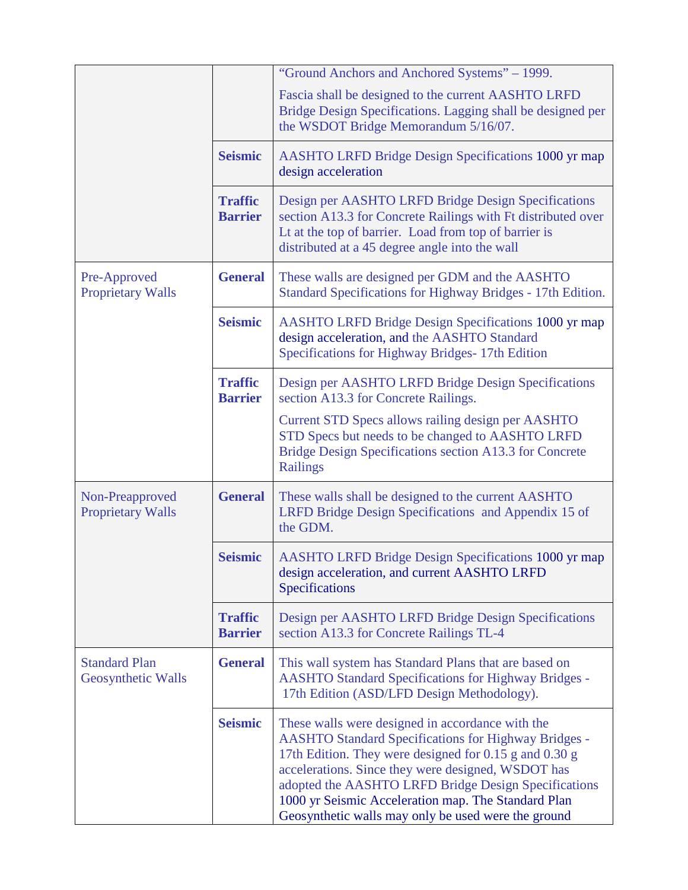| | | |
|---|---|---|
| | | "Ground Anchors and Anchored Systems" – 1999.<br><br>Fascia shall be designed to the current AASHTO LRFD Bridge Design Specifications. Lagging shall be designed per the WSDOT Bridge Memorandum 5/16/07. |
| | **Seismic** | AASHTO LRFD Bridge Design Specifications 1000 yr map design acceleration |
| | **Traffic Barrier** | Design per AASHTO LRFD Bridge Design Specifications section A13.3 for Concrete Railings with Ft distributed over Lt at the top of barrier. Load from top of barrier is distributed at a 45 degree angle into the wall |
| Pre-Approved Proprietary Walls | **General** | These walls are designed per GDM and the AASHTO Standard Specifications for Highway Bridges - 17th Edition. |
| | **Seismic** | AASHTO LRFD Bridge Design Specifications 1000 yr map design acceleration, and the AASHTO Standard Specifications for Highway Bridges- 17th Edition |
| | **Traffic Barrier** | Design per AASHTO LRFD Bridge Design Specifications section A13.3 for Concrete Railings.<br><br>Current STD Specs allows railing design per AASHTO STD Specs but needs to be changed to AASHTO LRFD Bridge Design Specifications section A13.3 for Concrete Railings |
| Non-Preapproved Proprietary Walls | **General** | These walls shall be designed to the current AASHTO LRFD Bridge Design Specifications and Appendix 15 of the GDM. |
| | **Seismic** | AASHTO LRFD Bridge Design Specifications 1000 yr map design acceleration, and current AASHTO LRFD Specifications |
| | **Traffic Barrier** | Design per AASHTO LRFD Bridge Design Specifications section A13.3 for Concrete Railings TL-4 |
| Standard Plan Geosynthetic Walls | **General** | This wall system has Standard Plans that are based on AASHTO Standard Specifications for Highway Bridges - 17th Edition (ASD/LFD Design Methodology). |
| | **Seismic** | These walls were designed in accordance with the AASHTO Standard Specifications for Highway Bridges - 17th Edition. They were designed for 0.15 g and 0.30 g accelerations. Since they were designed, WSDOT has adopted the AASHTO LRFD Bridge Design Specifications 1000 yr Seismic Acceleration map. The Standard Plan Geosynthetic walls may only be used were the ground |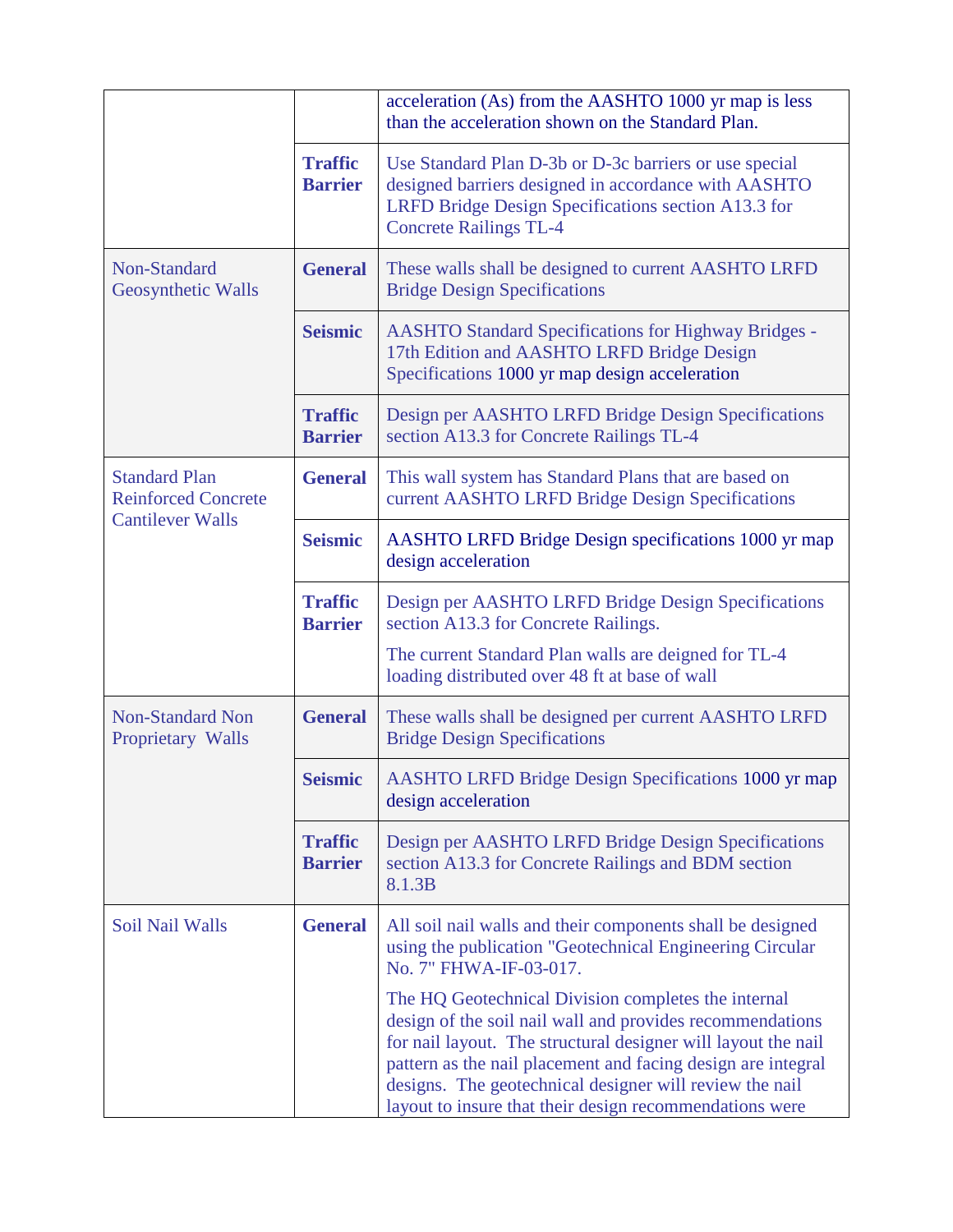| | | |
|---|---|---|
| | | acceleration (As) from the AASHTO 1000 yr map is less than the acceleration shown on the Standard Plan. |
| | **Traffic Barrier** | Use Standard Plan D-3b or D-3c barriers or use special designed barriers designed in accordance with AASHTO LRFD Bridge Design Specifications section A13.3 for Concrete Railings TL-4 |
| Non-Standard Geosynthetic Walls | **General** | These walls shall be designed to current AASHTO LRFD Bridge Design Specifications |
| | **Seismic** | AASHTO Standard Specifications for Highway Bridges - 17th Edition and AASHTO LRFD Bridge Design Specifications 1000 yr map design acceleration |
| | **Traffic Barrier** | Design per AASHTO LRFD Bridge Design Specifications section A13.3 for Concrete Railings TL-4 |
| Standard Plan Reinforced Concrete Cantilever Walls | **General** | This wall system has Standard Plans that are based on current AASHTO LRFD Bridge Design Specifications |
| | **Seismic** | AASHTO LRFD Bridge Design specifications 1000 yr map design acceleration |
| | **Traffic Barrier** | Design per AASHTO LRFD Bridge Design Specifications section A13.3 for Concrete Railings.<br><br>The current Standard Plan walls are deigned for TL-4 loading distributed over 48 ft at base of wall |
| Non-Standard Non Proprietary Walls | **General** | These walls shall be designed per current AASHTO LRFD Bridge Design Specifications |
| | **Seismic** | AASHTO LRFD Bridge Design Specifications 1000 yr map design acceleration |
| | **Traffic Barrier** | Design per AASHTO LRFD Bridge Design Specifications section A13.3 for Concrete Railings and BDM section 8.1.3B |
| Soil Nail Walls | **General** | All soil nail walls and their components shall be designed using the publication "Geotechnical Engineering Circular No. 7" FHWA-IF-03-017.<br><br>The HQ Geotechnical Division completes the internal design of the soil nail wall and provides recommendations for nail layout. The structural designer will layout the nail pattern as the nail placement and facing design are integral designs. The geotechnical designer will review the nail layout to insure that their design recommendations were |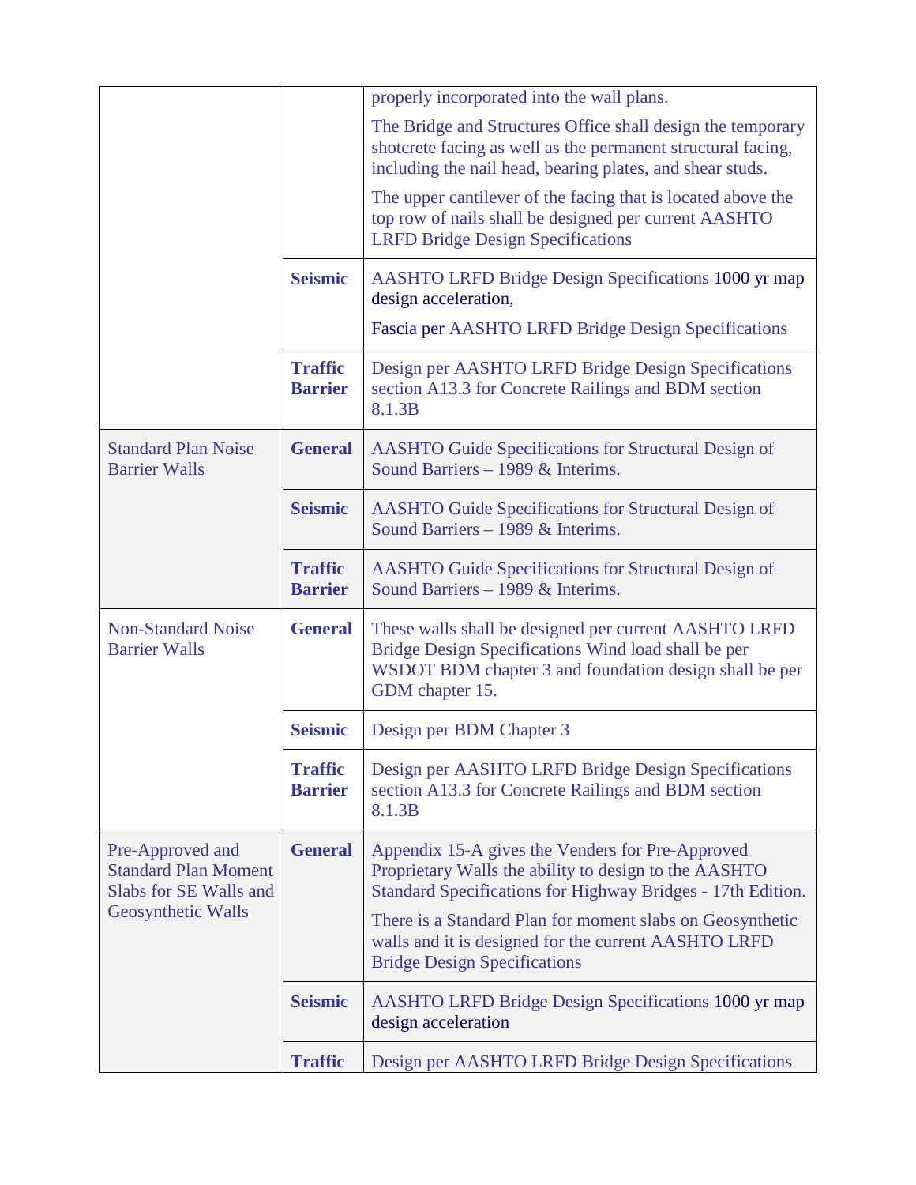| | | |
|---|---|---|
| | | properly incorporated into the wall plans.<br>The Bridge and Structures Office shall design the temporary shotcrete facing as well as the permanent structural facing, including the nail head, bearing plates, and shear studs.<br>The upper cantilever of the facing that is located above the top row of nails shall be designed per current AASHTO LRFD Bridge Design Specifications |
| | **Seismic** | AASHTO LRFD Bridge Design Specifications 1000 yr map design acceleration,<br>Fascia per AASHTO LRFD Bridge Design Specifications |
| | **Traffic Barrier** | Design per AASHTO LRFD Bridge Design Specifications section A13.3 for Concrete Railings and BDM section 8.1.3B |
| Standard Plan Noise Barrier Walls | **General** | AASHTO Guide Specifications for Structural Design of Sound Barriers – 1989 & Interims. |
| | **Seismic** | AASHTO Guide Specifications for Structural Design of Sound Barriers – 1989 & Interims. |
| | **Traffic Barrier** | AASHTO Guide Specifications for Structural Design of Sound Barriers – 1989 & Interims. |
| Non-Standard Noise Barrier Walls | **General** | These walls shall be designed per current AASHTO LRFD Bridge Design Specifications Wind load shall be per WSDOT BDM chapter 3 and foundation design shall be per GDM chapter 15. |
| | **Seismic** | Design per BDM Chapter 3 |
| | **Traffic Barrier** | Design per AASHTO LRFD Bridge Design Specifications section A13.3 for Concrete Railings and BDM section 8.1.3B |
| Pre-Approved and Standard Plan Moment Slabs for SE Walls and Geosynthetic Walls | **General** | Appendix 15-A gives the Venders for Pre-Approved Proprietary Walls the ability to design to the AASHTO Standard Specifications for Highway Bridges - 17th Edition.<br>There is a Standard Plan for moment slabs on Geosynthetic walls and it is designed for the current AASHTO LRFD Bridge Design Specifications |
| | **Seismic** | AASHTO LRFD Bridge Design Specifications 1000 yr map design acceleration |
| | **Traffic** | Design per AASHTO LRFD Bridge Design Specifications |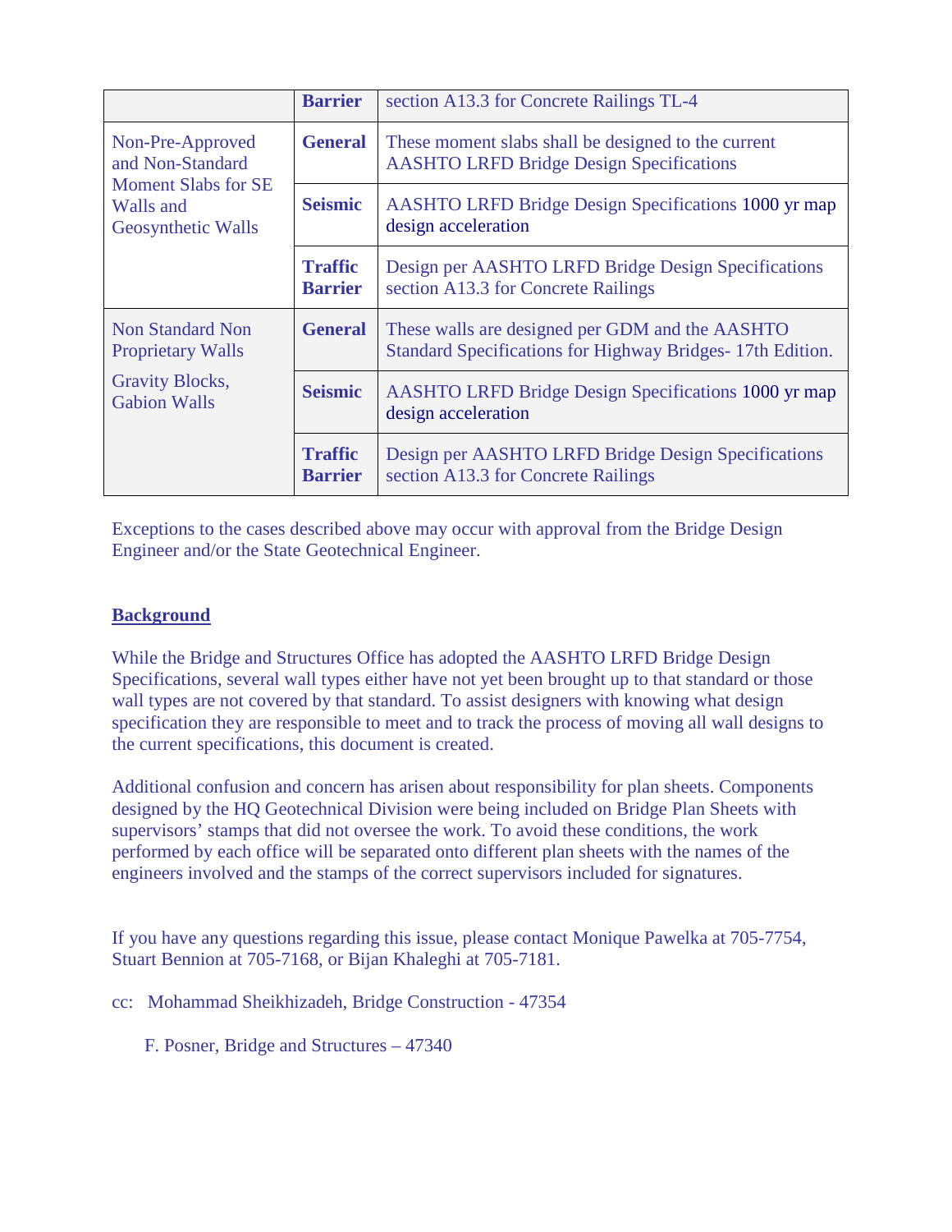| | | |
|---|---|---|
| | **Barrier** | section A13.3 for Concrete Railings TL-4 |
| Non-Pre-Approved and Non-Standard Moment Slabs for SE Walls and Geosynthetic Walls | **General** | These moment slabs shall be designed to the current AASHTO LRFD Bridge Design Specifications |
| | **Seismic** | AASHTO LRFD Bridge Design Specifications 1000 yr map design acceleration |
| | **Traffic Barrier** | Design per AASHTO LRFD Bridge Design Specifications section A13.3 for Concrete Railings |
| Non Standard Non Proprietary Walls<br><br>Gravity Blocks, Gabion Walls | **General** | These walls are designed per GDM and the AASHTO Standard Specifications for Highway Bridges- 17th Edition. |
| | **Seismic** | AASHTO LRFD Bridge Design Specifications 1000 yr map design acceleration |
| | **Traffic Barrier** | Design per AASHTO LRFD Bridge Design Specifications section A13.3 for Concrete Railings |

Exceptions to the cases described above may occur with approval from the Bridge Design Engineer and/or the State Geotechnical Engineer.

**Background**

While the Bridge and Structures Office has adopted the AASHTO LRFD Bridge Design Specifications, several wall types either have not yet been brought up to that standard or those wall types are not covered by that standard. To assist designers with knowing what design specification they are responsible to meet and to track the process of moving all wall designs to the current specifications, this document is created.

Additional confusion and concern has arisen about responsibility for plan sheets. Components designed by the HQ Geotechnical Division were being included on Bridge Plan Sheets with supervisors' stamps that did not oversee the work. To avoid these conditions, the work performed by each office will be separated onto different plan sheets with the names of the engineers involved and the stamps of the correct supervisors included for signatures.

If you have any questions regarding this issue, please contact Monique Pawelka at 705-7754, Stuart Bennion at 705-7168, or Bijan Khaleghi at 705-7181.

cc: Mohammad Sheikhizadeh, Bridge Construction - 47354

F. Posner, Bridge and Structures – 47340